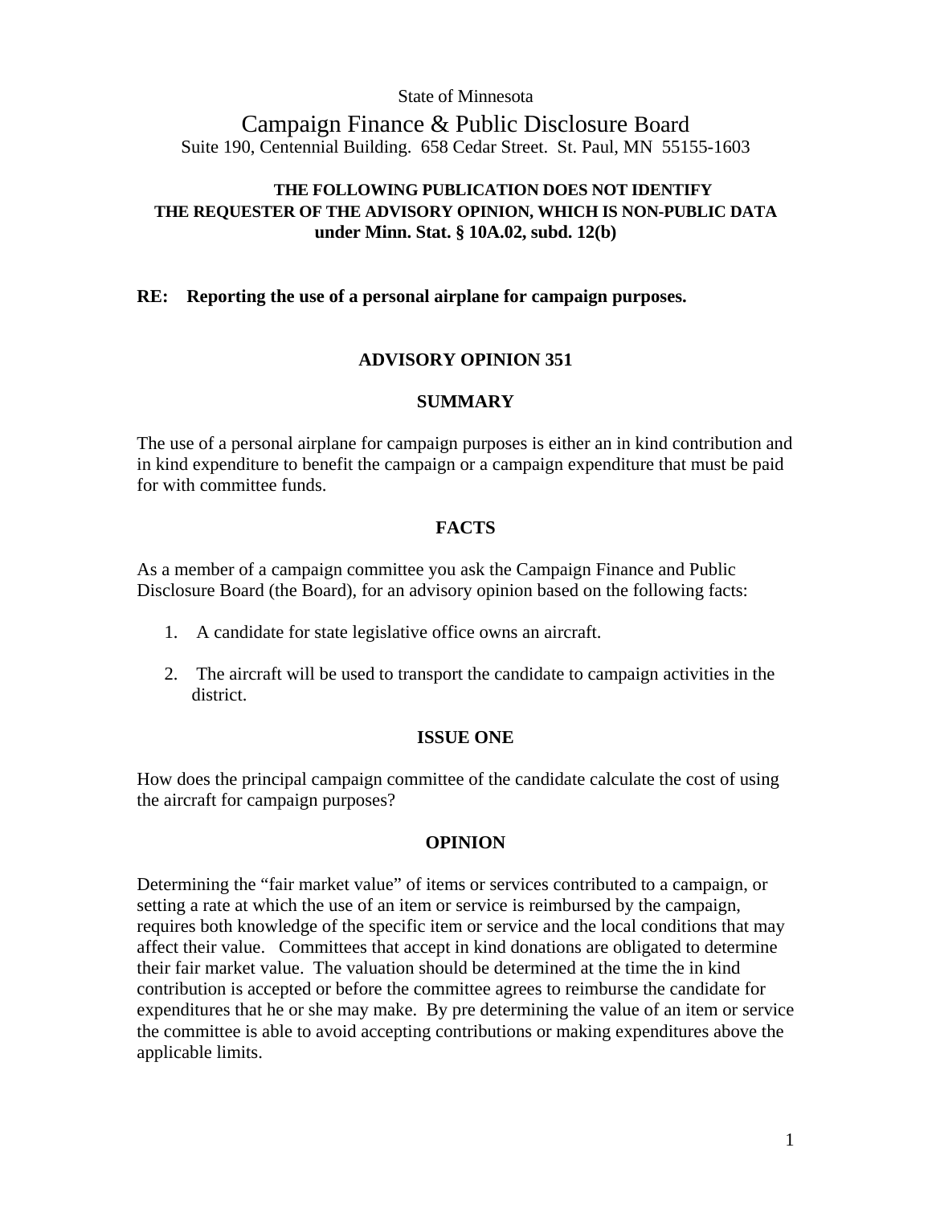State of Minnesota

# Campaign Finance & Public Disclosure Board

Suite 190, Centennial Building. 658 Cedar Street. St. Paul, MN 55155-1603

**THE FOLLOWING PUBLICATION DOES NOT IDENTIFY THE REQUESTER OF THE ADVISORY OPINION, WHICH IS NON-PUBLIC DATA under Minn. Stat. § 10A.02, subd. 12(b)**

**RE: Reporting the use of a personal airplane for campaign purposes.**

## ADVISORY OPINION 351

### SUMMARY

The use of a personal airplane for campaign purposes is either an in kind contribution and in kind expenditure to benefit the campaign or a campaign expenditure that must be paid for with committee funds.

### FACTS

As a member of a campaign committee you ask the Campaign Finance and Public Disclosure Board (the Board), for an advisory opinion based on the following facts:

1. A candidate for state legislative office owns an aircraft.
2. The aircraft will be used to transport the candidate to campaign activities in the district.

### ISSUE ONE

How does the principal campaign committee of the candidate calculate the cost of using the aircraft for campaign purposes?

### OPINION

Determining the "fair market value" of items or services contributed to a campaign, or setting a rate at which the use of an item or service is reimbursed by the campaign, requires both knowledge of the specific item or service and the local conditions that may affect their value. Committees that accept in kind donations are obligated to determine their fair market value. The valuation should be determined at the time the in kind contribution is accepted or before the committee agrees to reimburse the candidate for expenditures that he or she may make. By pre determining the value of an item or service the committee is able to avoid accepting contributions or making expenditures above the applicable limits.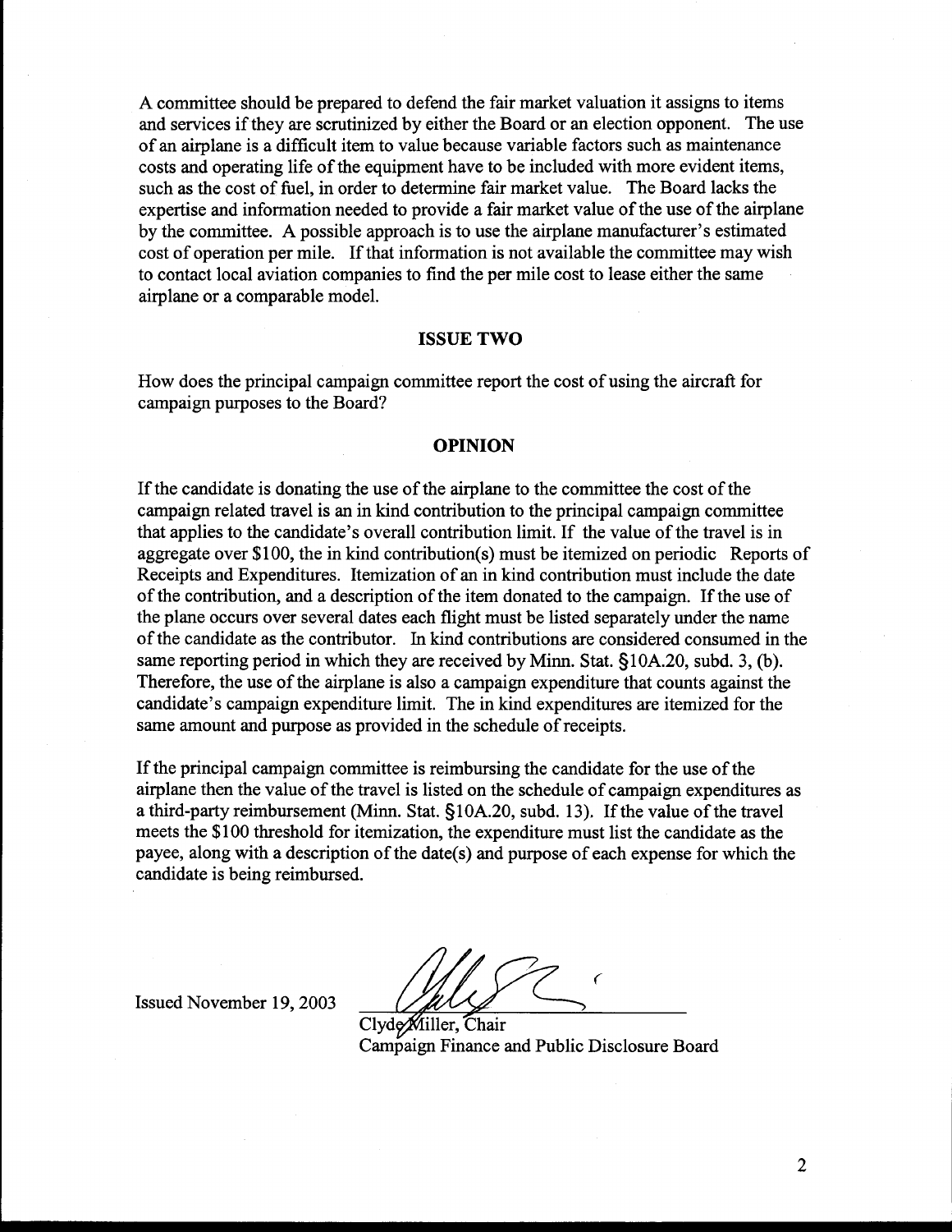A committee should be prepared to defend the fair market valuation it assigns to items and services if they are scrutinized by either the Board or an election opponent. The use of an airplane is a difficult item to value because variable factors such as maintenance costs and operating life of the equipment have to be included with more evident items, such as the cost of fuel, in order to determine fair market value. The Board lacks the expertise and information needed to provide a fair market value of the use of the airplane by the committee. A possible approach is to use the airplane manufacturer's estimated cost of operation per mile. If that information is not available the committee may wish to contact local aviation companies to find the per mile cost to lease either the same airplane or a comparable model.

## ISSUE TWO

How does the principal campaign committee report the cost of using the aircraft for campaign purposes to the Board?

## OPINION

If the candidate is donating the use of the airplane to the committee the cost of the campaign related travel is an in kind contribution to the principal campaign committee that applies to the candidate's overall contribution limit. If the value of the travel is in aggregate over $100, the in kind contribution(s) must be itemized on periodic Reports of Receipts and Expenditures. Itemization of an in kind contribution must include the date of the contribution, and a description of the item donated to the campaign. If the use of the plane occurs over several dates each flight must be listed separately under the name of the candidate as the contributor. In kind contributions are considered consumed in the same reporting period in which they are received by Minn. Stat. §10A.20, subd. 3, (b). Therefore, the use of the airplane is also a campaign expenditure that counts against the candidate's campaign expenditure limit. The in kind expenditures are itemized for the same amount and purpose as provided in the schedule of receipts.

If the principal campaign committee is reimbursing the candidate for the use of the airplane then the value of the travel is listed on the schedule of campaign expenditures as a third-party reimbursement (Minn. Stat. §10A.20, subd. 13). If the value of the travel meets the $100 threshold for itemization, the expenditure must list the candidate as the payee, along with a description of the date(s) and purpose of each expense for which the candidate is being reimbursed.

Issued November 19, 2003

Clyde Miller, Chair
Campaign Finance and Public Disclosure Board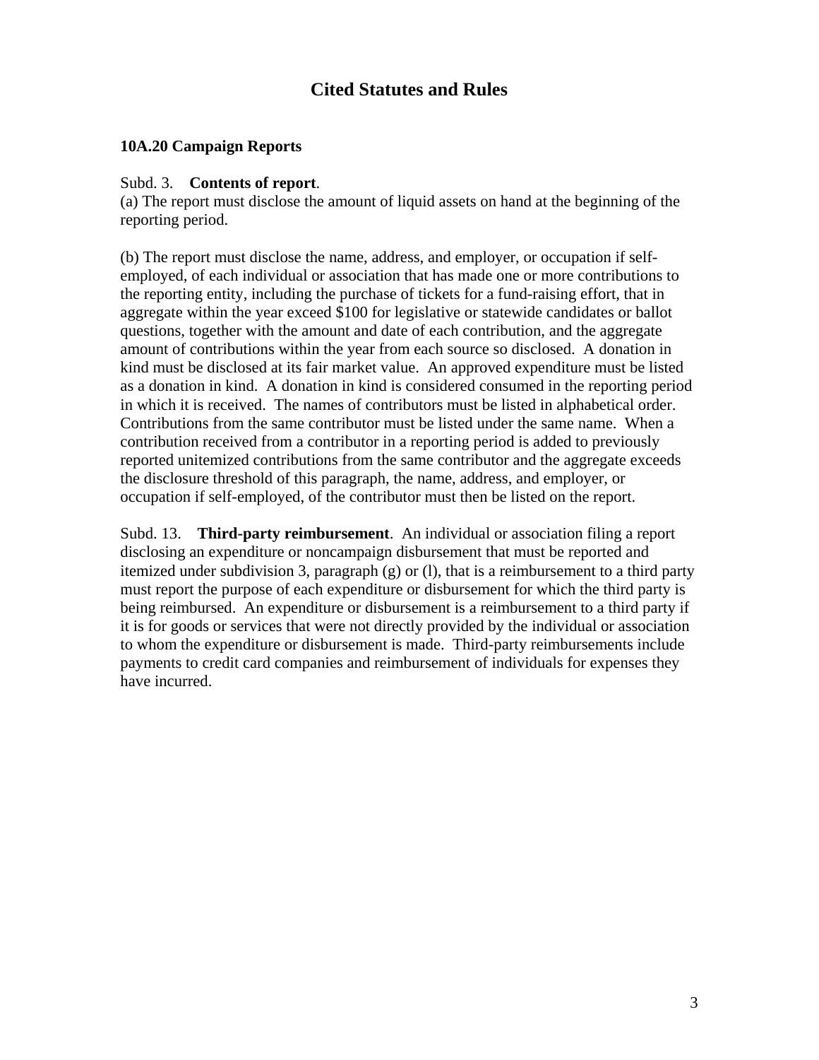# Cited Statutes and Rules

### 10A.20 Campaign Reports

Subd. 3. **Contents of report**.
(a) The report must disclose the amount of liquid assets on hand at the beginning of the reporting period.

(b) The report must disclose the name, address, and employer, or occupation if self-employed, of each individual or association that has made one or more contributions to the reporting entity, including the purchase of tickets for a fund-raising effort, that in aggregate within the year exceed $100 for legislative or statewide candidates or ballot questions, together with the amount and date of each contribution, and the aggregate amount of contributions within the year from each source so disclosed. A donation in kind must be disclosed at its fair market value. An approved expenditure must be listed as a donation in kind. A donation in kind is considered consumed in the reporting period in which it is received. The names of contributors must be listed in alphabetical order. Contributions from the same contributor must be listed under the same name. When a contribution received from a contributor in a reporting period is added to previously reported unitemized contributions from the same contributor and the aggregate exceeds the disclosure threshold of this paragraph, the name, address, and employer, or occupation if self-employed, of the contributor must then be listed on the report.

Subd. 13. **Third-party reimbursement**. An individual or association filing a report disclosing an expenditure or noncampaign disbursement that must be reported and itemized under subdivision 3, paragraph (g) or (l), that is a reimbursement to a third party must report the purpose of each expenditure or disbursement for which the third party is being reimbursed. An expenditure or disbursement is a reimbursement to a third party if it is for goods or services that were not directly provided by the individual or association to whom the expenditure or disbursement is made. Third-party reimbursements include payments to credit card companies and reimbursement of individuals for expenses they have incurred.